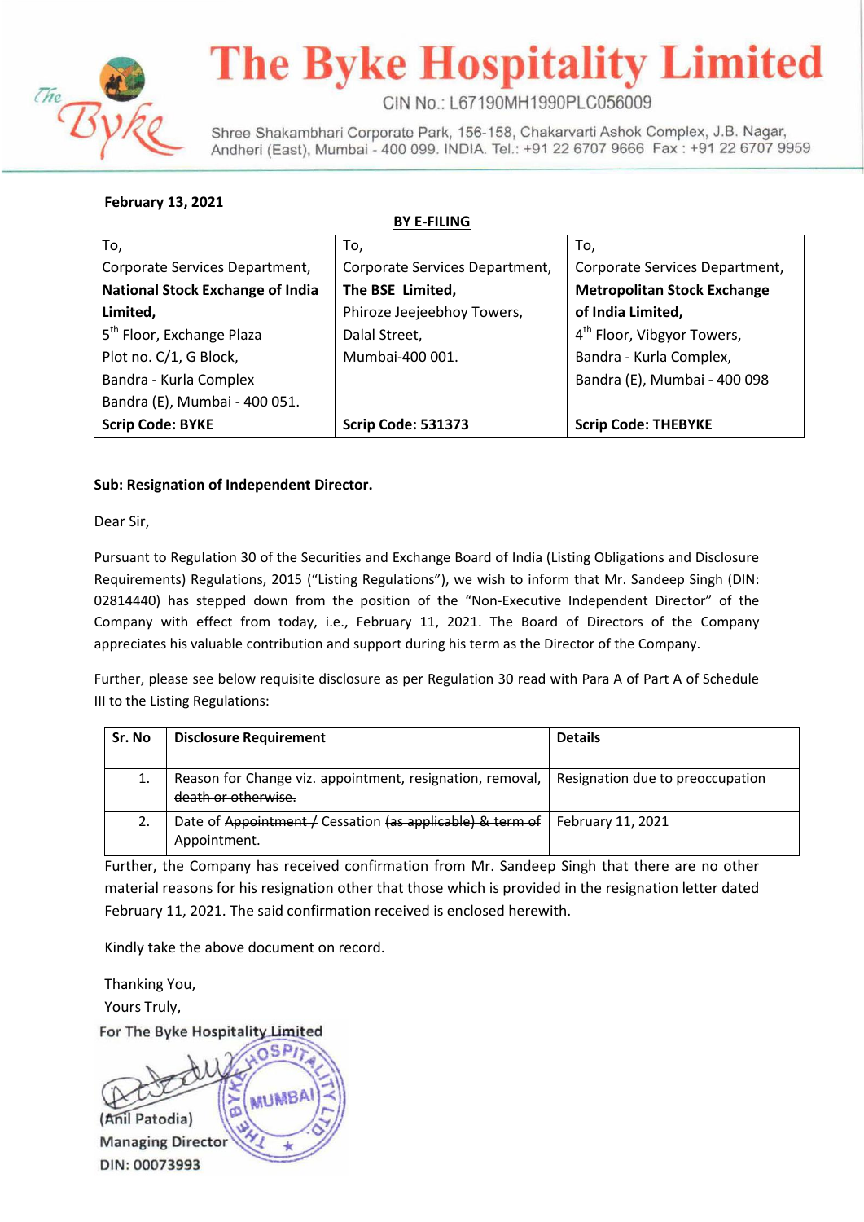# The Byke Hospitality Limited

CIN No.: L67190MH1990PLC056009

Shree Shakambhari Corporate Park, 156-158, Chakarvarti Ashok Complex, J.B. Nagar, Andheri (East), Mumbai - 400 099. INDIA. Tel.: +91 22 6707 9666 Fax : +91 22 6707 9959

**February 13, 2021**

**BY E-FILING**

| | | |
|---|---|---|
| To,<br>Corporate Services Department,<br>**National Stock Exchange of India Limited,**<br>5th Floor, Exchange Plaza<br>Plot no. C/1, G Block,<br>Bandra - Kurla Complex<br>Bandra (E), Mumbai - 400 051.<br>**Scrip Code: BYKE** | To,<br>Corporate Services Department,<br>**The BSE Limited,**<br>Phiroze Jeejeebhoy Towers,<br>Dalal Street,<br>Mumbai-400 001.<br>**Scrip Code: 531373** | To,<br>Corporate Services Department,<br>**Metropolitan Stock Exchange of India Limited,**<br>4th Floor, Vibgyor Towers,<br>Bandra - Kurla Complex,<br>Bandra (E), Mumbai - 400 098<br>**Scrip Code: THEBYKE** |

**Sub: Resignation of Independent Director.**

Dear Sir,

Pursuant to Regulation 30 of the Securities and Exchange Board of India (Listing Obligations and Disclosure Requirements) Regulations, 2015 ("Listing Regulations"), we wish to inform that Mr. Sandeep Singh (DIN: 02814440) has stepped down from the position of the "Non-Executive Independent Director" of the Company with effect from today, i.e., February 11, 2021. The Board of Directors of the Company appreciates his valuable contribution and support during his term as the Director of the Company.

Further, please see below requisite disclosure as per Regulation 30 read with Para A of Part A of Schedule III to the Listing Regulations:

| Sr. No | Disclosure Requirement | Details |
|---|---|---|
| 1. | Reason for Change viz. ~~appointment,~~ resignation, ~~removal, death or otherwise.~~ | Resignation due to preoccupation |
| 2. | Date of ~~Appointment /~~ Cessation ~~(as applicable) & term of Appointment.~~ | February 11, 2021 |

Further, the Company has received confirmation from Mr. Sandeep Singh that there are no other material reasons for his resignation other that those which is provided in the resignation letter dated February 11, 2021. The said confirmation received is enclosed herewith.

Kindly take the above document on record.

Thanking You,
Yours Truly,

For The Byke Hospitality Limited

(Anil Patodia)
Managing Director
DIN: 00073993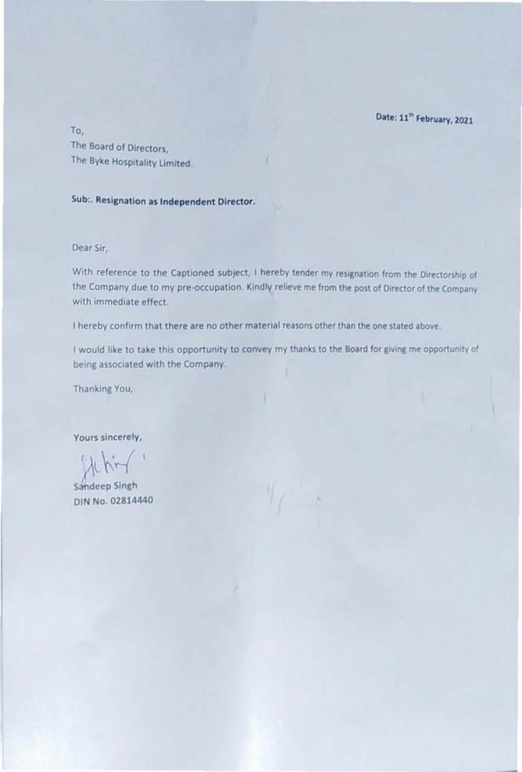Date: 11th February, 2021

To,  
The Board of Directors,  
The Byke Hospitality Limited.

**Sub:. Resignation as Independent Director.**

Dear Sir,

With reference to the Captioned subject, I hereby tender my resignation from the Directorship of the Company due to my pre-occupation. Kindly relieve me from the post of Director of the Company with immediate effect.

I hereby confirm that there are no other material reasons other than the one stated above.

I would like to take this opportunity to convey my thanks to the Board for giving me opportunity of being associated with the Company.

Thanking You,

Yours sincerely,

Sandeep Singh  
DIN No. 02814440